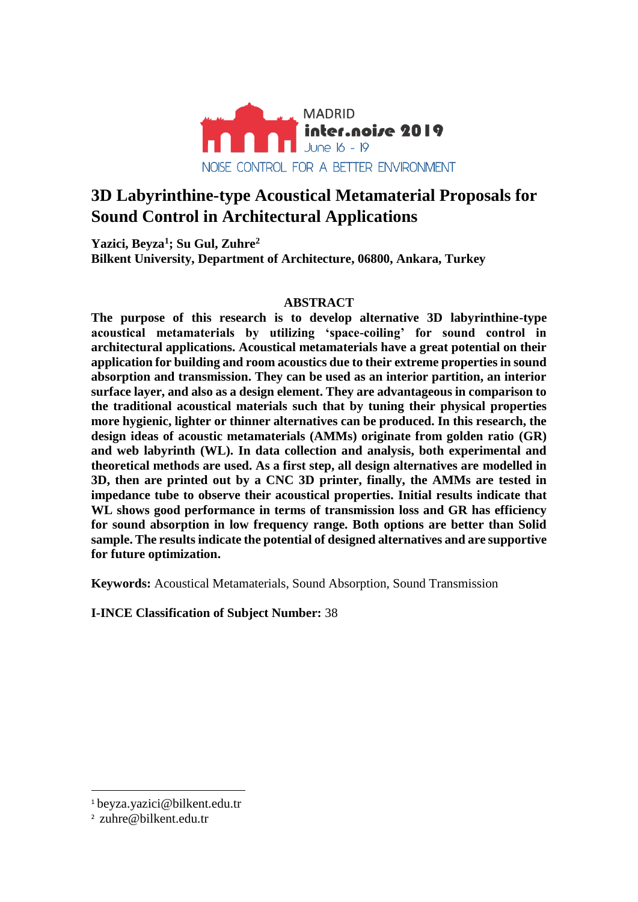MADRID
inter.noise 2019
June 16 - 19
NOISE CONTROL FOR A BETTER ENVIRONMENT

# 3D Labyrinthine-type Acoustical Metamaterial Proposals for Sound Control in Architectural Applications

**Yazici, Beyza[1]; Su Gul, Zuhre[2]**
**Bilkent University, Department of Architecture, 06800, Ankara, Turkey**

## ABSTRACT

**The purpose of this research is to develop alternative 3D labyrinthine-type acoustical metamaterials by utilizing 'space-coiling' for sound control in architectural applications. Acoustical metamaterials have a great potential on their application for building and room acoustics due to their extreme properties in sound absorption and transmission. They can be used as an interior partition, an interior surface layer, and also as a design element. They are advantageous in comparison to the traditional acoustical materials such that by tuning their physical properties more hygienic, lighter or thinner alternatives can be produced. In this research, the design ideas of acoustic metamaterials (AMMs) originate from golden ratio (GR) and web labyrinth (WL). In data collection and analysis, both experimental and theoretical methods are used. As a first step, all design alternatives are modelled in 3D, then are printed out by a CNC 3D printer, finally, the AMMs are tested in impedance tube to observe their acoustical properties. Initial results indicate that WL shows good performance in terms of transmission loss and GR has efficiency for sound absorption in low frequency range. Both options are better than Solid sample. The results indicate the potential of designed alternatives and are supportive for future optimization.**

**Keywords:** Acoustical Metamaterials, Sound Absorption, Sound Transmission

**I-INCE Classification of Subject Number:** 38

---

[1] beyza.yazici@bilkent.edu.tr

[2] zuhre@bilkent.edu.tr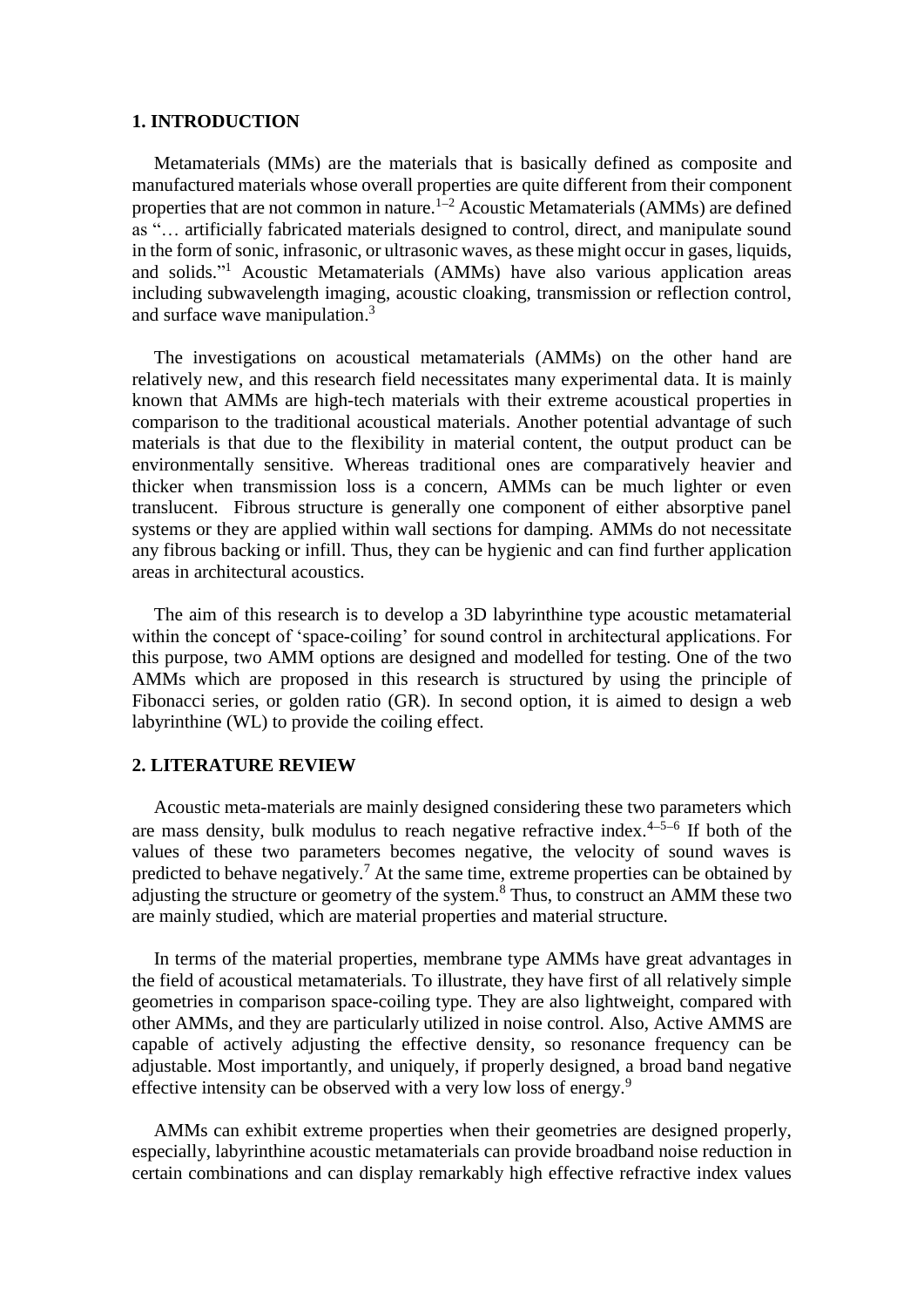## 1. INTRODUCTION

Metamaterials (MMs) are the materials that is basically defined as composite and manufactured materials whose overall properties are quite different from their component properties that are not common in nature.[1–2] Acoustic Metamaterials (AMMs) are defined as "… artificially fabricated materials designed to control, direct, and manipulate sound in the form of sonic, infrasonic, or ultrasonic waves, as these might occur in gases, liquids, and solids."[1] Acoustic Metamaterials (AMMs) have also various application areas including subwavelength imaging, acoustic cloaking, transmission or reflection control, and surface wave manipulation.[3]

The investigations on acoustical metamaterials (AMMs) on the other hand are relatively new, and this research field necessitates many experimental data. It is mainly known that AMMs are high-tech materials with their extreme acoustical properties in comparison to the traditional acoustical materials. Another potential advantage of such materials is that due to the flexibility in material content, the output product can be environmentally sensitive. Whereas traditional ones are comparatively heavier and thicker when transmission loss is a concern, AMMs can be much lighter or even translucent. Fibrous structure is generally one component of either absorptive panel systems or they are applied within wall sections for damping. AMMs do not necessitate any fibrous backing or infill. Thus, they can be hygienic and can find further application areas in architectural acoustics.

The aim of this research is to develop a 3D labyrinthine type acoustic metamaterial within the concept of 'space-coiling' for sound control in architectural applications. For this purpose, two AMM options are designed and modelled for testing. One of the two AMMs which are proposed in this research is structured by using the principle of Fibonacci series, or golden ratio (GR). In second option, it is aimed to design a web labyrinthine (WL) to provide the coiling effect.

## 2. LITERATURE REVIEW

Acoustic meta-materials are mainly designed considering these two parameters which are mass density, bulk modulus to reach negative refractive index.[4–5–6] If both of the values of these two parameters becomes negative, the velocity of sound waves is predicted to behave negatively.[7] At the same time, extreme properties can be obtained by adjusting the structure or geometry of the system.[8] Thus, to construct an AMM these two are mainly studied, which are material properties and material structure.

In terms of the material properties, membrane type AMMs have great advantages in the field of acoustical metamaterials. To illustrate, they have first of all relatively simple geometries in comparison space-coiling type. They are also lightweight, compared with other AMMs, and they are particularly utilized in noise control. Also, Active AMMS are capable of actively adjusting the effective density, so resonance frequency can be adjustable. Most importantly, and uniquely, if properly designed, a broad band negative effective intensity can be observed with a very low loss of energy.[9]

AMMs can exhibit extreme properties when their geometries are designed properly, especially, labyrinthine acoustic metamaterials can provide broadband noise reduction in certain combinations and can display remarkably high effective refractive index values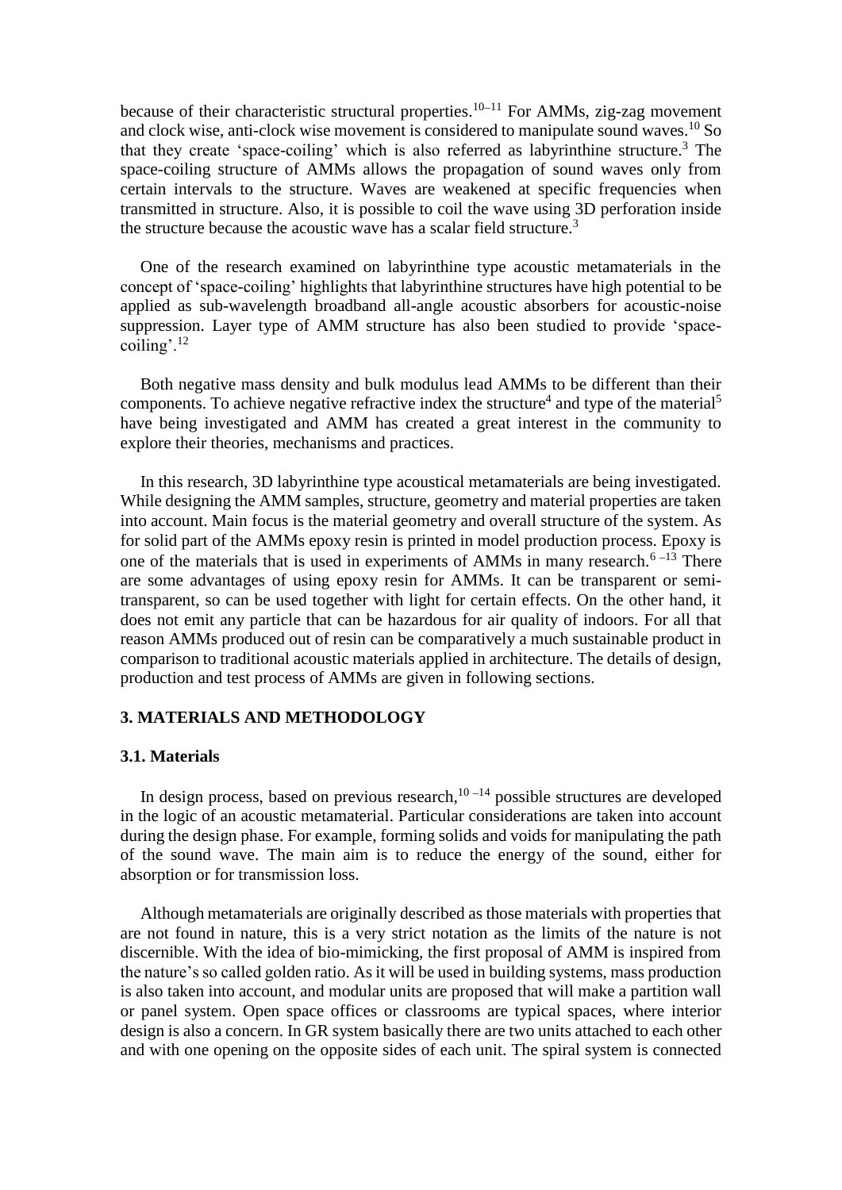because of their characteristic structural properties.[10–11] For AMMs, zig-zag movement and clock wise, anti-clock wise movement is considered to manipulate sound waves.[10] So that they create 'space-coiling' which is also referred as labyrinthine structure.[3] The space-coiling structure of AMMs allows the propagation of sound waves only from certain intervals to the structure. Waves are weakened at specific frequencies when transmitted in structure. Also, it is possible to coil the wave using 3D perforation inside the structure because the acoustic wave has a scalar field structure.[3]

One of the research examined on labyrinthine type acoustic metamaterials in the concept of 'space-coiling' highlights that labyrinthine structures have high potential to be applied as sub-wavelength broadband all-angle acoustic absorbers for acoustic-noise suppression. Layer type of AMM structure has also been studied to provide 'space-coiling'.[12]

Both negative mass density and bulk modulus lead AMMs to be different than their components. To achieve negative refractive index the structure[4] and type of the material[5] have being investigated and AMM has created a great interest in the community to explore their theories, mechanisms and practices.

In this research, 3D labyrinthine type acoustical metamaterials are being investigated. While designing the AMM samples, structure, geometry and material properties are taken into account. Main focus is the material geometry and overall structure of the system. As for solid part of the AMMs epoxy resin is printed in model production process. Epoxy is one of the materials that is used in experiments of AMMs in many research.[6–13] There are some advantages of using epoxy resin for AMMs. It can be transparent or semi-transparent, so can be used together with light for certain effects. On the other hand, it does not emit any particle that can be hazardous for air quality of indoors. For all that reason AMMs produced out of resin can be comparatively a much sustainable product in comparison to traditional acoustic materials applied in architecture. The details of design, production and test process of AMMs are given in following sections.

## 3. MATERIALS AND METHODOLOGY

### 3.1. Materials

In design process, based on previous research,[10–14] possible structures are developed in the logic of an acoustic metamaterial. Particular considerations are taken into account during the design phase. For example, forming solids and voids for manipulating the path of the sound wave. The main aim is to reduce the energy of the sound, either for absorption or for transmission loss.

Although metamaterials are originally described as those materials with properties that are not found in nature, this is a very strict notation as the limits of the nature is not discernible. With the idea of bio-mimicking, the first proposal of AMM is inspired from the nature's so called golden ratio. As it will be used in building systems, mass production is also taken into account, and modular units are proposed that will make a partition wall or panel system. Open space offices or classrooms are typical spaces, where interior design is also a concern. In GR system basically there are two units attached to each other and with one opening on the opposite sides of each unit. The spiral system is connected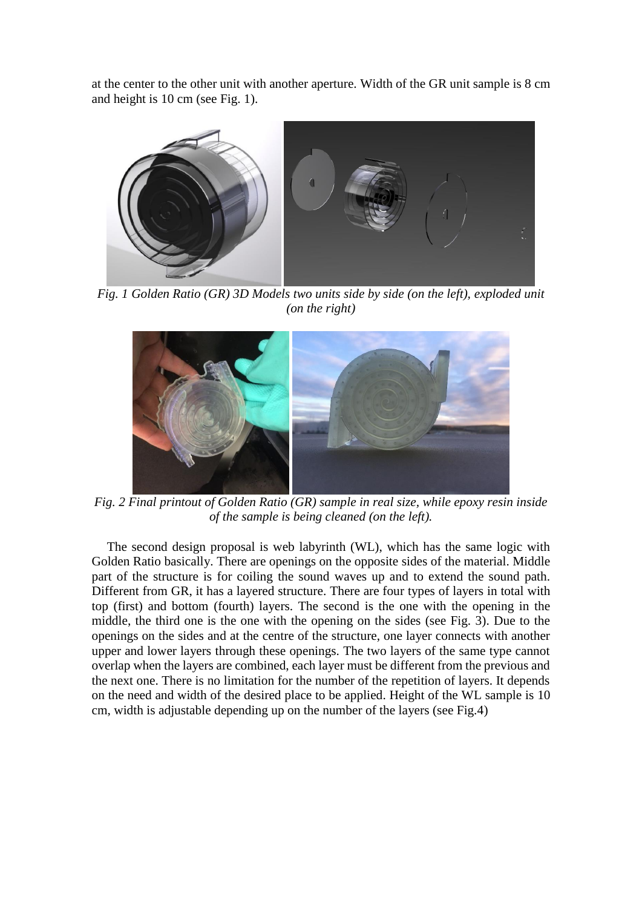at the center to the other unit with another aperture. Width of the GR unit sample is 8 cm and height is 10 cm (see Fig. 1).

*Fig. 1 Golden Ratio (GR) 3D Models two units side by side (on the left), exploded unit (on the right)*

*Fig. 2 Final printout of Golden Ratio (GR) sample in real size, while epoxy resin inside of the sample is being cleaned (on the left).*

The second design proposal is web labyrinth (WL), which has the same logic with Golden Ratio basically. There are openings on the opposite sides of the material. Middle part of the structure is for coiling the sound waves up and to extend the sound path. Different from GR, it has a layered structure. There are four types of layers in total with top (first) and bottom (fourth) layers. The second is the one with the opening in the middle, the third one is the one with the opening on the sides (see Fig. 3). Due to the openings on the sides and at the centre of the structure, one layer connects with another upper and lower layers through these openings. The two layers of the same type cannot overlap when the layers are combined, each layer must be different from the previous and the next one. There is no limitation for the number of the repetition of layers. It depends on the need and width of the desired place to be applied. Height of the WL sample is 10 cm, width is adjustable depending up on the number of the layers (see Fig.4)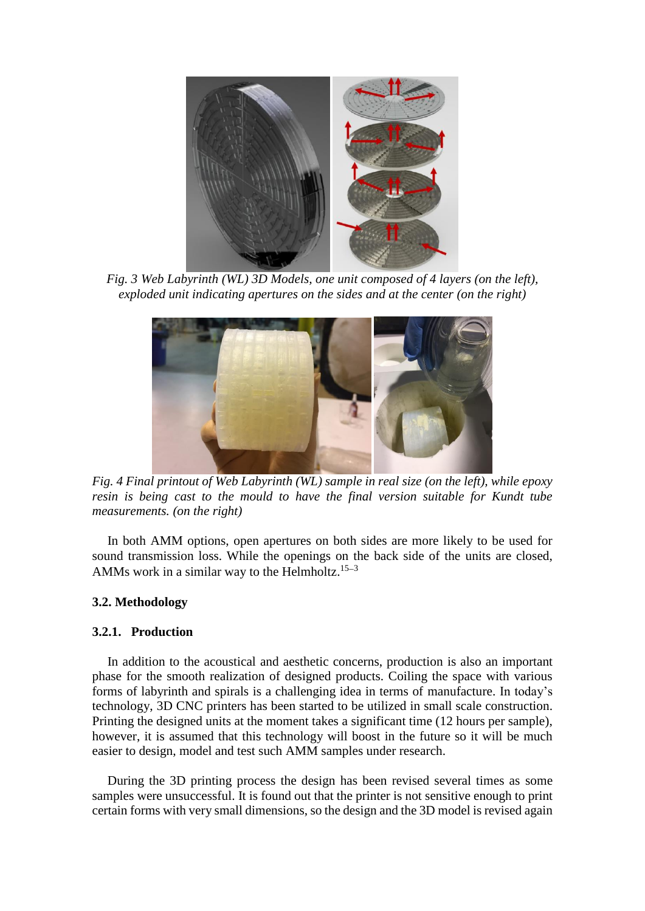*Fig. 3 Web Labyrinth (WL) 3D Models, one unit composed of 4 layers (on the left), exploded unit indicating apertures on the sides and at the center (on the right)*

*Fig. 4 Final printout of Web Labyrinth (WL) sample in real size (on the left), while epoxy resin is being cast to the mould to have the final version suitable for Kundt tube measurements. (on the right)*

In both AMM options, open apertures on both sides are more likely to be used for sound transmission loss. While the openings on the back side of the units are closed, AMMs work in a similar way to the Helmholtz.[15–3]

### 3.2. Methodology

#### 3.2.1. Production

In addition to the acoustical and aesthetic concerns, production is also an important phase for the smooth realization of designed products. Coiling the space with various forms of labyrinth and spirals is a challenging idea in terms of manufacture. In today's technology, 3D CNC printers has been started to be utilized in small scale construction. Printing the designed units at the moment takes a significant time (12 hours per sample), however, it is assumed that this technology will boost in the future so it will be much easier to design, model and test such AMM samples under research.

During the 3D printing process the design has been revised several times as some samples were unsuccessful. It is found out that the printer is not sensitive enough to print certain forms with very small dimensions, so the design and the 3D model is revised again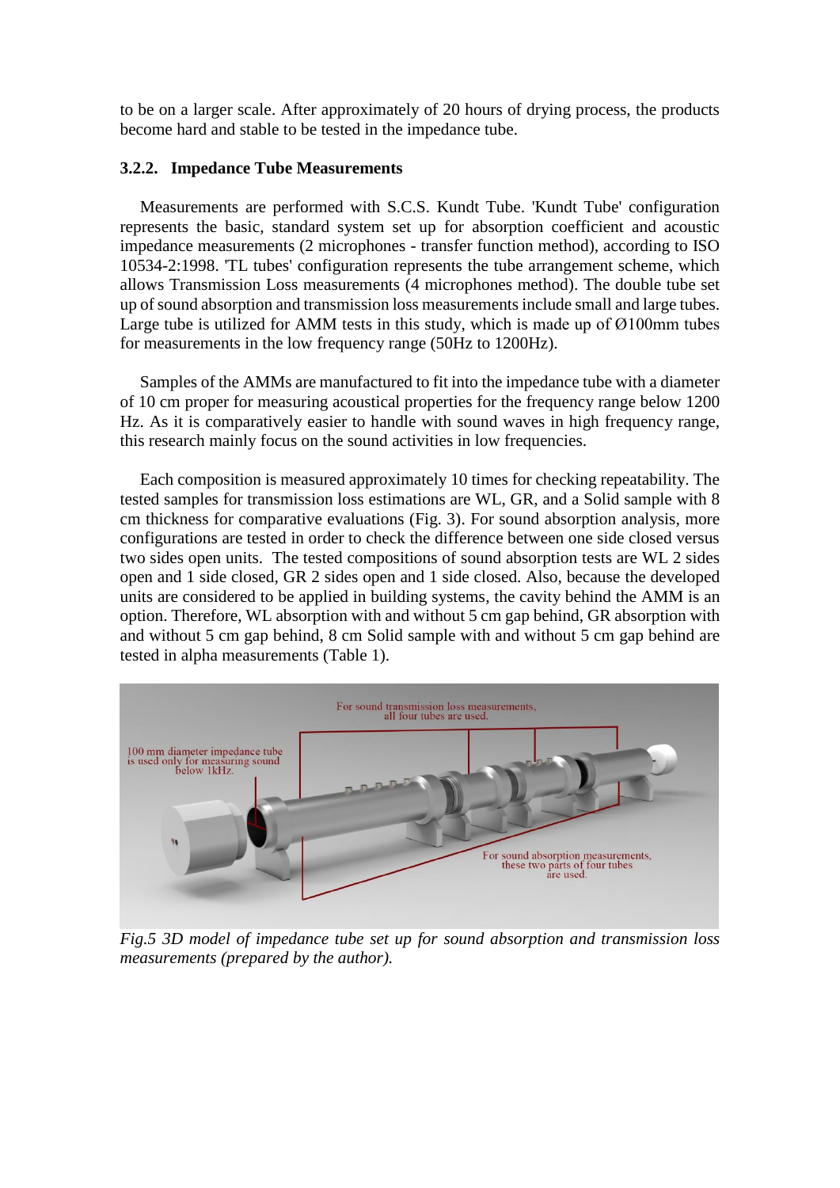to be on a larger scale. After approximately of 20 hours of drying process, the products become hard and stable to be tested in the impedance tube.

### 3.2.2. Impedance Tube Measurements

Measurements are performed with S.C.S. Kundt Tube. 'Kundt Tube' configuration represents the basic, standard system set up for absorption coefficient and acoustic impedance measurements (2 microphones - transfer function method), according to ISO 10534-2:1998. 'TL tubes' configuration represents the tube arrangement scheme, which allows Transmission Loss measurements (4 microphones method). The double tube set up of sound absorption and transmission loss measurements include small and large tubes. Large tube is utilized for AMM tests in this study, which is made up of Ø100mm tubes for measurements in the low frequency range (50Hz to 1200Hz).

Samples of the AMMs are manufactured to fit into the impedance tube with a diameter of 10 cm proper for measuring acoustical properties for the frequency range below 1200 Hz. As it is comparatively easier to handle with sound waves in high frequency range, this research mainly focus on the sound activities in low frequencies.

Each composition is measured approximately 10 times for checking repeatability. The tested samples for transmission loss estimations are WL, GR, and a Solid sample with 8 cm thickness for comparative evaluations (Fig. 3). For sound absorption analysis, more configurations are tested in order to check the difference between one side closed versus two sides open units. The tested compositions of sound absorption tests are WL 2 sides open and 1 side closed, GR 2 sides open and 1 side closed. Also, because the developed units are considered to be applied in building systems, the cavity behind the AMM is an option. Therefore, WL absorption with and without 5 cm gap behind, GR absorption with and without 5 cm gap behind, 8 cm Solid sample with and without 5 cm gap behind are tested in alpha measurements (Table 1).

*Fig.5 3D model of impedance tube set up for sound absorption and transmission loss measurements (prepared by the author).*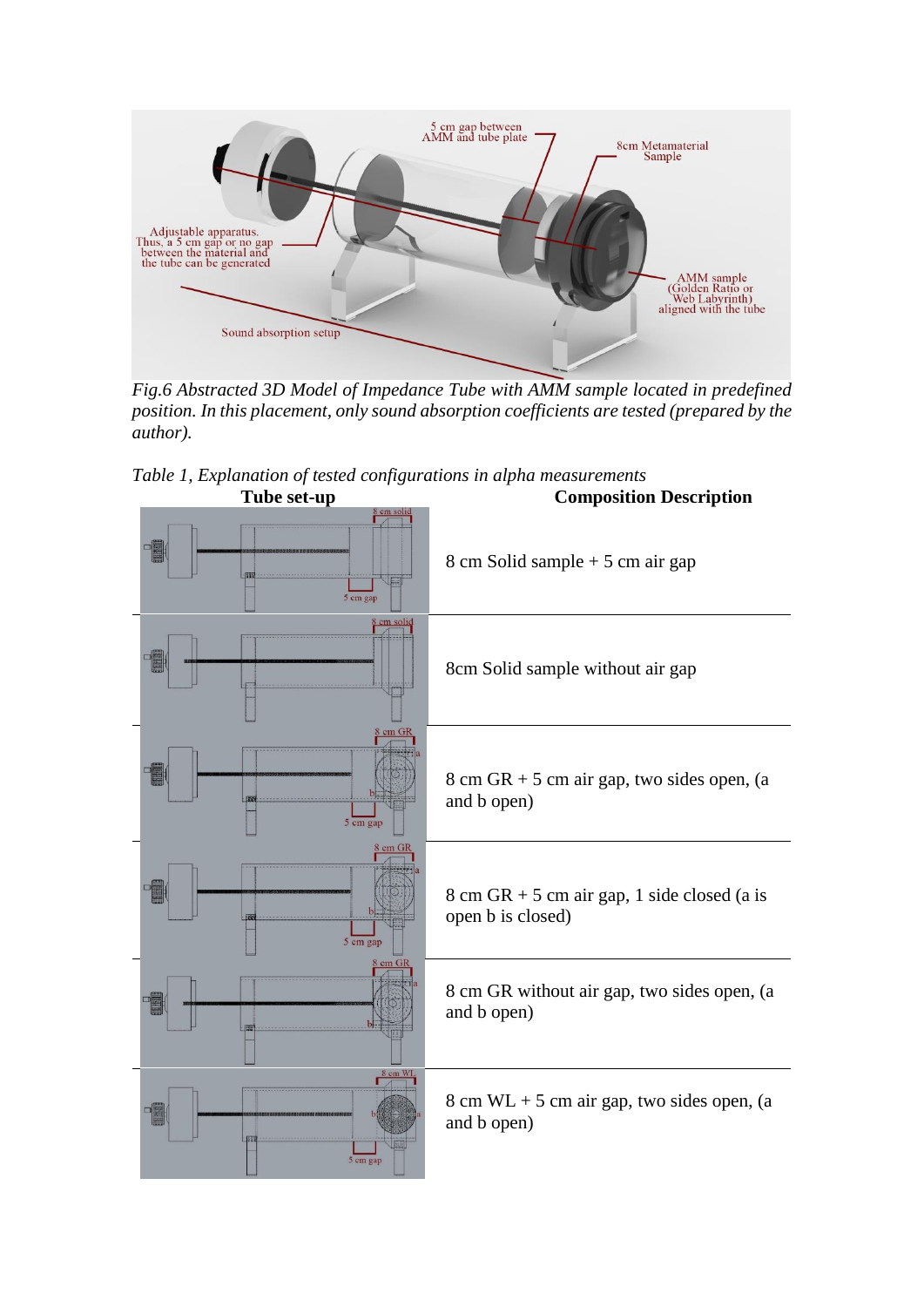*Fig.6 Abstracted 3D Model of Impedance Tube with AMM sample located in predefined position. In this placement, only sound absorption coefficients are tested (prepared by the author).*

*Table 1, Explanation of tested configurations in alpha measurements*

| Tube set-up | Composition Description |
|---|---|
| | 8 cm Solid sample + 5 cm air gap |
| | 8cm Solid sample without air gap |
| | 8 cm GR + 5 cm air gap, two sides open, (a and b open) |
| | 8 cm GR + 5 cm air gap, 1 side closed (a is open b is closed) |
| | 8 cm GR without air gap, two sides open, (a and b open) |
| | 8 cm WL + 5 cm air gap, two sides open, (a and b open) |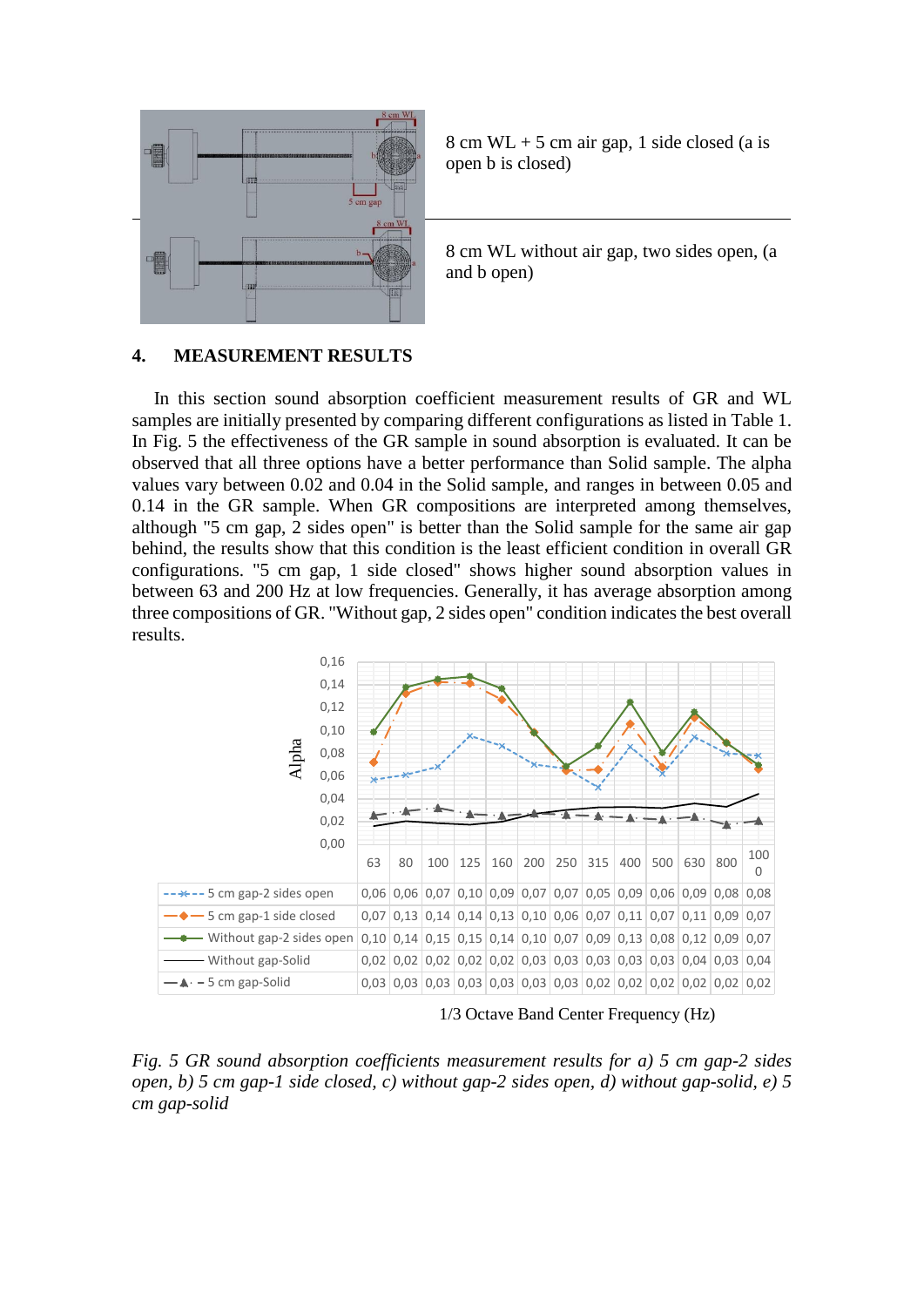| | 8 cm WL + 5 cm air gap, 1 side closed (a is open b is closed) |
|---|---|
| | 8 cm WL without air gap, two sides open, (a and b open) |

## 4. MEASUREMENT RESULTS

In this section sound absorption coefficient measurement results of GR and WL samples are initially presented by comparing different configurations as listed in Table 1. In Fig. 5 the effectiveness of the GR sample in sound absorption is evaluated. It can be observed that all three options have a better performance than Solid sample. The alpha values vary between 0.02 and 0.04 in the Solid sample, and ranges in between 0.05 and 0.14 in the GR sample. When GR compositions are interpreted among themselves, although "5 cm gap, 2 sides open" is better than the Solid sample for the same air gap behind, the results show that this condition is the least efficient condition in overall GR configurations. "5 cm gap, 1 side closed" shows higher sound absorption values in between 63 and 200 Hz at low frequencies. Generally, it has average absorption among three compositions of GR. "Without gap, 2 sides open" condition indicates the best overall results.

| | 63 | 80 | 100 | 125 | 160 | 200 | 250 | 315 | 400 | 500 | 630 | 800 | 1000 |
|---|---|---|---|---|---|---|---|---|---|---|---|---|---|
| 5 cm gap-2 sides open | 0,06 | 0,06 | 0,07 | 0,10 | 0,09 | 0,07 | 0,07 | 0,05 | 0,09 | 0,06 | 0,09 | 0,08 | 0,08 |
| 5 cm gap-1 side closed | 0,07 | 0,13 | 0,14 | 0,14 | 0,13 | 0,10 | 0,06 | 0,07 | 0,11 | 0,07 | 0,11 | 0,09 | 0,07 |
| Without gap-2 sides open | 0,10 | 0,14 | 0,15 | 0,15 | 0,14 | 0,10 | 0,07 | 0,09 | 0,13 | 0,08 | 0,12 | 0,09 | 0,07 |
| Without gap-Solid | 0,02 | 0,02 | 0,02 | 0,02 | 0,02 | 0,03 | 0,03 | 0,03 | 0,03 | 0,03 | 0,04 | 0,03 | 0,04 |
| 5 cm gap-Solid | 0,03 | 0,03 | 0,03 | 0,03 | 0,03 | 0,03 | 0,03 | 0,02 | 0,02 | 0,02 | 0,02 | 0,02 | 0,02 |

1/3 Octave Band Center Frequency (Hz)

*Fig. 5 GR sound absorption coefficients measurement results for a) 5 cm gap-2 sides open, b) 5 cm gap-1 side closed, c) without gap-2 sides open, d) without gap-solid, e) 5 cm gap-solid*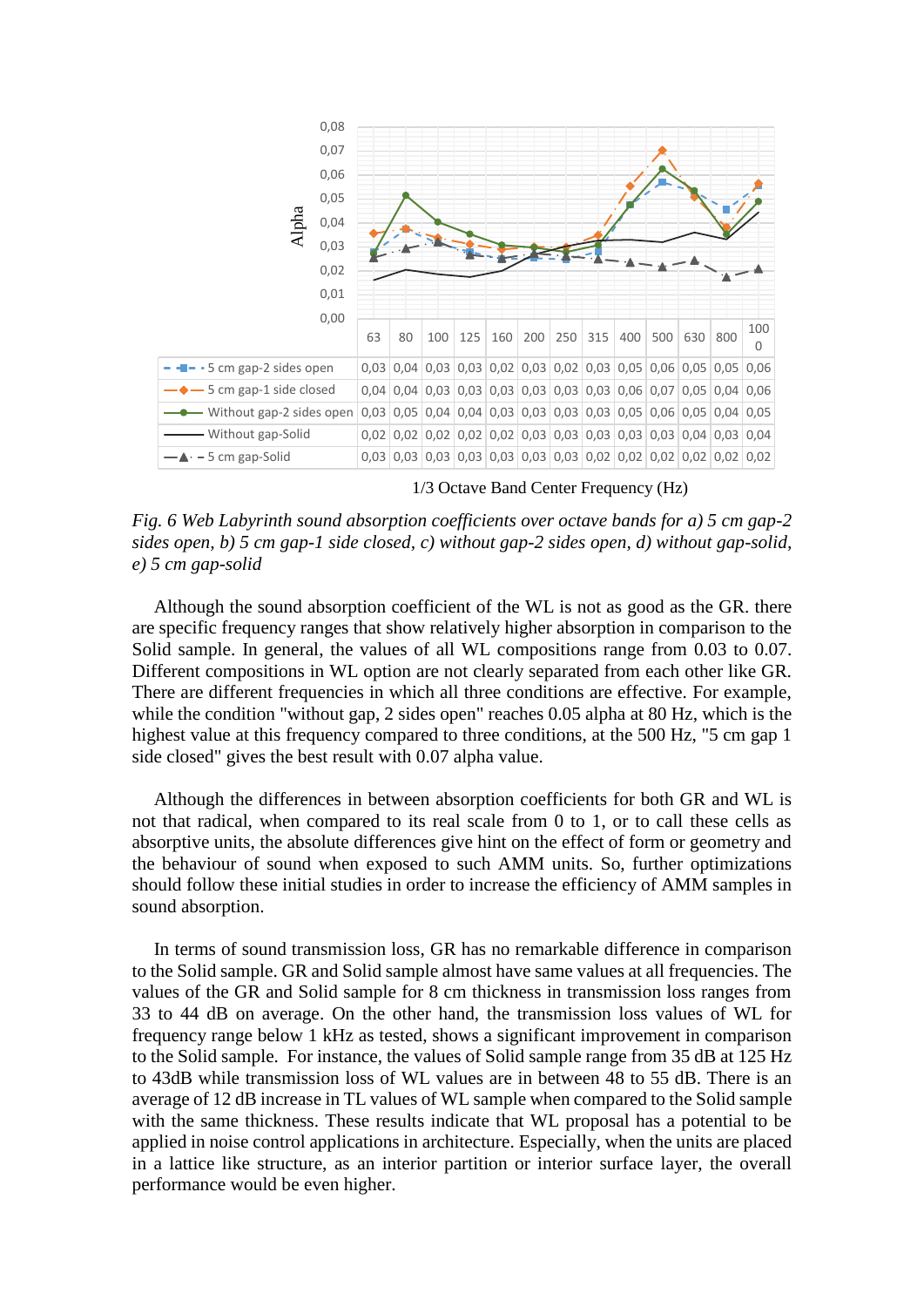| | 63 | 80 | 100 | 125 | 160 | 200 | 250 | 315 | 400 | 500 | 630 | 800 | 1000 |
|---|---|---|---|---|---|---|---|---|---|---|---|---|---|
| 5 cm gap-2 sides open | 0,03 | 0,04 | 0,03 | 0,03 | 0,02 | 0,03 | 0,02 | 0,03 | 0,05 | 0,06 | 0,05 | 0,05 | 0,06 |
| 5 cm gap-1 side closed | 0,04 | 0,04 | 0,03 | 0,03 | 0,03 | 0,03 | 0,03 | 0,03 | 0,06 | 0,07 | 0,05 | 0,04 | 0,06 |
| Without gap-2 sides open | 0,03 | 0,05 | 0,04 | 0,04 | 0,03 | 0,03 | 0,03 | 0,03 | 0,05 | 0,06 | 0,05 | 0,04 | 0,05 |
| Without gap-Solid | 0,02 | 0,02 | 0,02 | 0,02 | 0,02 | 0,03 | 0,03 | 0,03 | 0,03 | 0,03 | 0,04 | 0,03 | 0,04 |
| 5 cm gap-Solid | 0,03 | 0,03 | 0,03 | 0,03 | 0,03 | 0,03 | 0,03 | 0,02 | 0,02 | 0,02 | 0,02 | 0,02 | 0,02 |

1/3 Octave Band Center Frequency (Hz)

*Fig. 6 Web Labyrinth sound absorption coefficients over octave bands for a) 5 cm gap-2 sides open, b) 5 cm gap-1 side closed, c) without gap-2 sides open, d) without gap-solid, e) 5 cm gap-solid*

Although the sound absorption coefficient of the WL is not as good as the GR. there are specific frequency ranges that show relatively higher absorption in comparison to the Solid sample. In general, the values of all WL compositions range from 0.03 to 0.07. Different compositions in WL option are not clearly separated from each other like GR. There are different frequencies in which all three conditions are effective. For example, while the condition "without gap, 2 sides open" reaches 0.05 alpha at 80 Hz, which is the highest value at this frequency compared to three conditions, at the 500 Hz, "5 cm gap 1 side closed" gives the best result with 0.07 alpha value.

Although the differences in between absorption coefficients for both GR and WL is not that radical, when compared to its real scale from 0 to 1, or to call these cells as absorptive units, the absolute differences give hint on the effect of form or geometry and the behaviour of sound when exposed to such AMM units. So, further optimizations should follow these initial studies in order to increase the efficiency of AMM samples in sound absorption.

In terms of sound transmission loss, GR has no remarkable difference in comparison to the Solid sample. GR and Solid sample almost have same values at all frequencies. The values of the GR and Solid sample for 8 cm thickness in transmission loss ranges from 33 to 44 dB on average. On the other hand, the transmission loss values of WL for frequency range below 1 kHz as tested, shows a significant improvement in comparison to the Solid sample. For instance, the values of Solid sample range from 35 dB at 125 Hz to 43dB while transmission loss of WL values are in between 48 to 55 dB. There is an average of 12 dB increase in TL values of WL sample when compared to the Solid sample with the same thickness. These results indicate that WL proposal has a potential to be applied in noise control applications in architecture. Especially, when the units are placed in a lattice like structure, as an interior partition or interior surface layer, the overall performance would be even higher.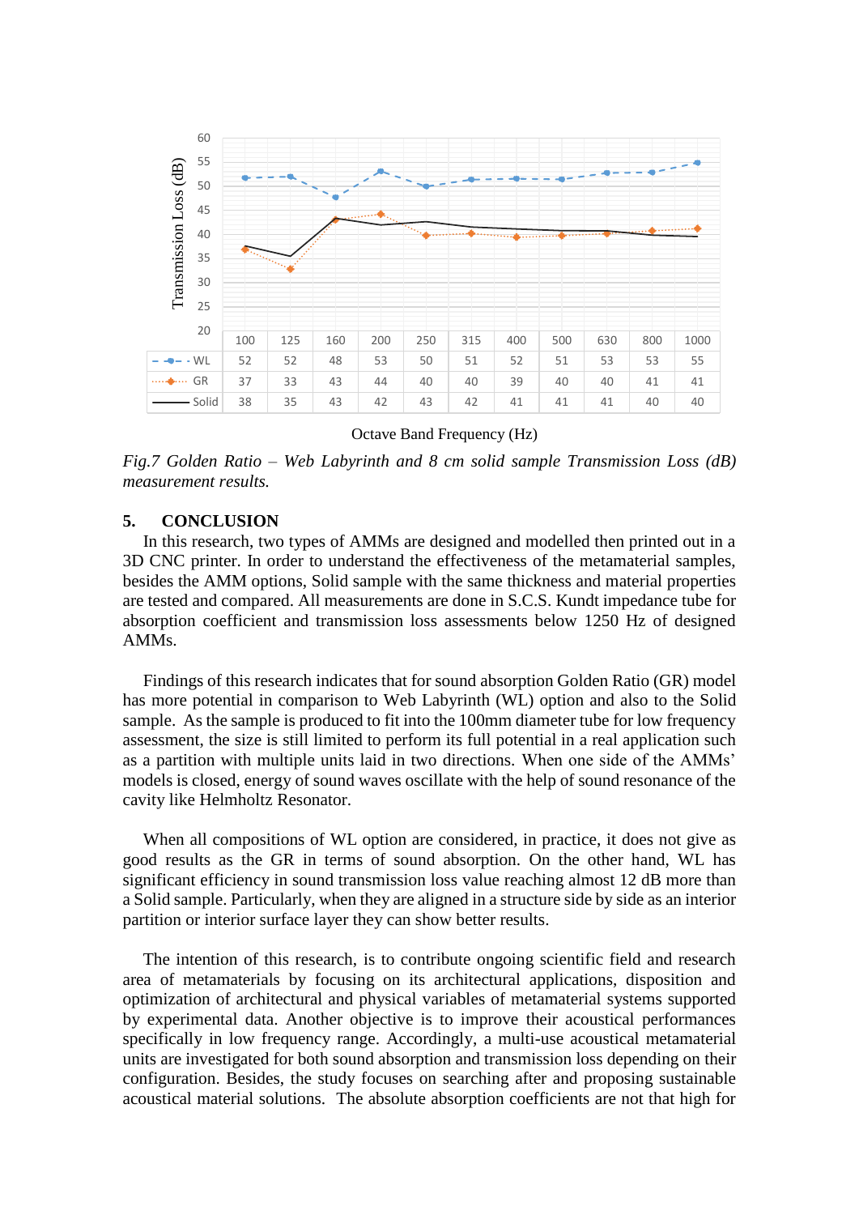| Octave Band Frequency (Hz) | 100 | 125 | 160 | 200 | 250 | 315 | 400 | 500 | 630 | 800 | 1000 |
|---|---|---|---|---|---|---|---|---|---|---|---|
| WL | 52 | 52 | 48 | 53 | 50 | 51 | 52 | 51 | 53 | 53 | 55 |
| GR | 37 | 33 | 43 | 44 | 40 | 40 | 39 | 40 | 40 | 41 | 41 |
| Solid | 38 | 35 | 43 | 42 | 43 | 42 | 41 | 41 | 41 | 40 | 40 |

Transmission Loss (dB) vs. Octave Band Frequency (Hz)

*Fig.7 Golden Ratio – Web Labyrinth and 8 cm solid sample Transmission Loss (dB) measurement results.*

## 5. CONCLUSION

In this research, two types of AMMs are designed and modelled then printed out in a 3D CNC printer. In order to understand the effectiveness of the metamaterial samples, besides the AMM options, Solid sample with the same thickness and material properties are tested and compared. All measurements are done in S.C.S. Kundt impedance tube for absorption coefficient and transmission loss assessments below 1250 Hz of designed AMMs.

Findings of this research indicates that for sound absorption Golden Ratio (GR) model has more potential in comparison to Web Labyrinth (WL) option and also to the Solid sample. As the sample is produced to fit into the 100mm diameter tube for low frequency assessment, the size is still limited to perform its full potential in a real application such as a partition with multiple units laid in two directions. When one side of the AMMs' models is closed, energy of sound waves oscillate with the help of sound resonance of the cavity like Helmholtz Resonator.

When all compositions of WL option are considered, in practice, it does not give as good results as the GR in terms of sound absorption. On the other hand, WL has significant efficiency in sound transmission loss value reaching almost 12 dB more than a Solid sample. Particularly, when they are aligned in a structure side by side as an interior partition or interior surface layer they can show better results.

The intention of this research, is to contribute ongoing scientific field and research area of metamaterials by focusing on its architectural applications, disposition and optimization of architectural and physical variables of metamaterial systems supported by experimental data. Another objective is to improve their acoustical performances specifically in low frequency range. Accordingly, a multi-use acoustical metamaterial units are investigated for both sound absorption and transmission loss depending on their configuration. Besides, the study focuses on searching after and proposing sustainable acoustical material solutions. The absolute absorption coefficients are not that high for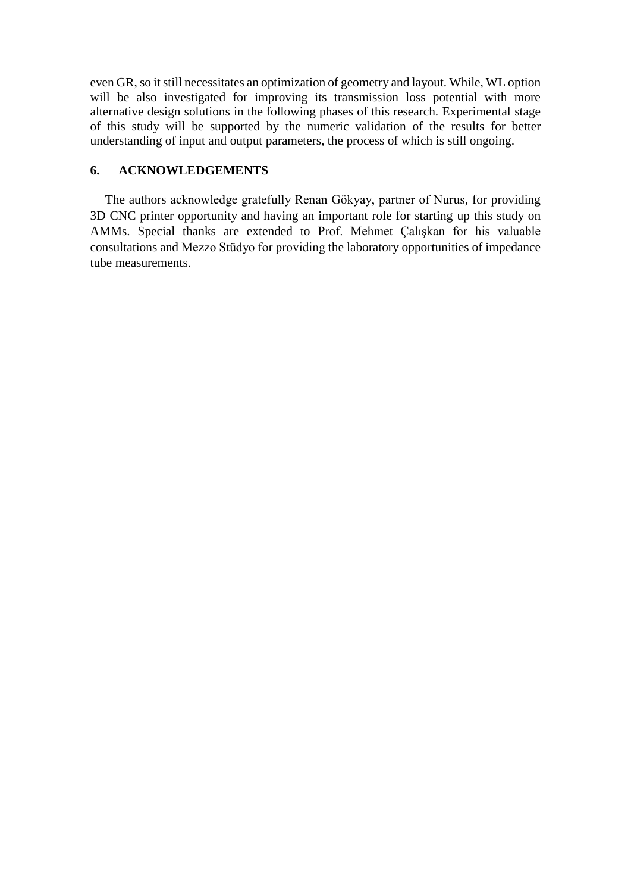even GR, so it still necessitates an optimization of geometry and layout. While, WL option will be also investigated for improving its transmission loss potential with more alternative design solutions in the following phases of this research. Experimental stage of this study will be supported by the numeric validation of the results for better understanding of input and output parameters, the process of which is still ongoing.

## 6. ACKNOWLEDGEMENTS

The authors acknowledge gratefully Renan Gökyay, partner of Nurus, for providing 3D CNC printer opportunity and having an important role for starting up this study on AMMs. Special thanks are extended to Prof. Mehmet Çalışkan for his valuable consultations and Mezzo Stüdyo for providing the laboratory opportunities of impedance tube measurements.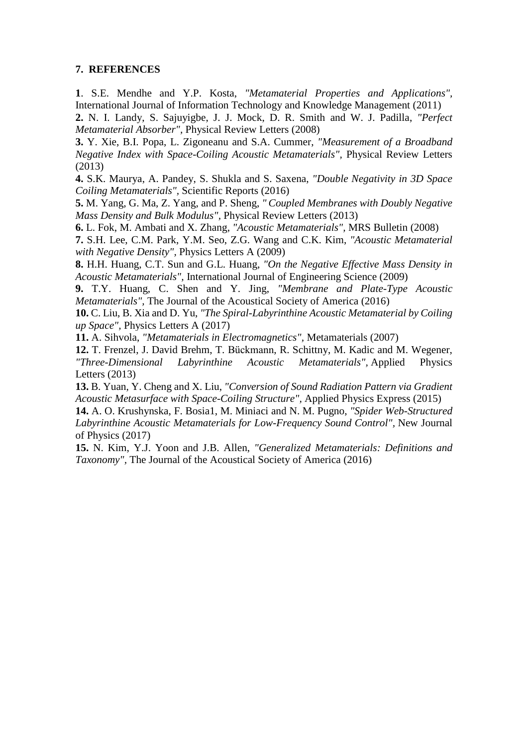## 7. REFERENCES

**1**. S.E. Mendhe and Y.P. Kosta, *"Metamaterial Properties and Applications"*, International Journal of Information Technology and Knowledge Management (2011)

**2.** N. I. Landy, S. Sajuyigbe, J. J. Mock, D. R. Smith and W. J. Padilla, *"Perfect Metamaterial Absorber"*, Physical Review Letters (2008)

**3.** Y. Xie, B.I. Popa, L. Zigoneanu and S.A. Cummer, *"Measurement of a Broadband Negative Index with Space-Coiling Acoustic Metamaterials"*, Physical Review Letters (2013)

**4.** S.K. Maurya, A. Pandey, S. Shukla and S. Saxena, *"Double Negativity in 3D Space Coiling Metamaterials"*, Scientific Reports (2016)

**5.** M. Yang, G. Ma, Z. Yang, and P. Sheng, *" Coupled Membranes with Doubly Negative Mass Density and Bulk Modulus"*, Physical Review Letters (2013)

**6.** L. Fok, M. Ambati and X. Zhang, *"Acoustic Metamaterials"*, MRS Bulletin (2008)

**7.** S.H. Lee, C.M. Park, Y.M. Seo, Z.G. Wang and C.K. Kim, *"Acoustic Metamaterial with Negative Density"*, Physics Letters A (2009)

**8.** H.H. Huang, C.T. Sun and G.L. Huang, *"On the Negative Effective Mass Density in Acoustic Metamaterials"*, International Journal of Engineering Science (2009)

**9.** T.Y. Huang, C. Shen and Y. Jing, *"Membrane and Plate-Type Acoustic Metamaterials"*, The Journal of the Acoustical Society of America (2016)

**10.** C. Liu, B. Xia and D. Yu, *"The Spiral-Labyrinthine Acoustic Metamaterial by Coiling up Space"*, Physics Letters A (2017)

**11.** A. Sihvola, *"Metamaterials in Electromagnetics"*, Metamaterials (2007)

**12.** T. Frenzel, J. David Brehm, T. Bückmann, R. Schittny, M. Kadic and M. Wegener, *"Three-Dimensional Labyrinthine Acoustic Metamaterials"*, Applied Physics Letters (2013)

**13.** B. Yuan, Y. Cheng and X. Liu, *"Conversion of Sound Radiation Pattern via Gradient Acoustic Metasurface with Space-Coiling Structure"*, Applied Physics Express (2015)

**14.** A. O. Krushynska, F. Bosia1, M. Miniaci and N. M. Pugno, *"Spider Web-Structured Labyrinthine Acoustic Metamaterials for Low-Frequency Sound Control"*, New Journal of Physics (2017)

**15.** N. Kim, Y.J. Yoon and J.B. Allen, *"Generalized Metamaterials: Definitions and Taxonomy"*, The Journal of the Acoustical Society of America (2016)